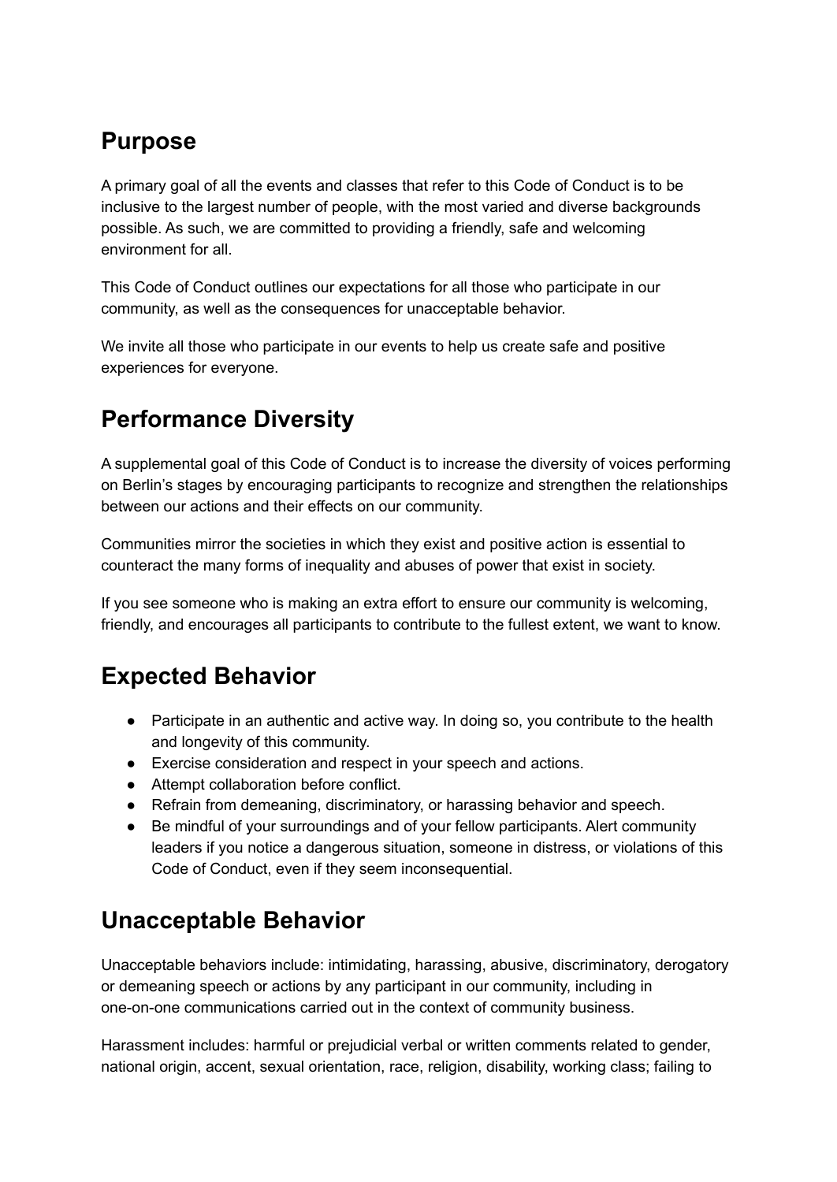## Purpose

A primary goal of all the events and classes that refer to this Code of Conduct is to be inclusive to the largest number of people, with the most varied and diverse backgrounds possible. As such, we are committed to providing a friendly, safe and welcoming environment for all.

This Code of Conduct outlines our expectations for all those who participate in our community, as well as the consequences for unacceptable behavior.

We invite all those who participate in our events to help us create safe and positive experiences for everyone.

## Performance Diversity

A supplemental goal of this Code of Conduct is to increase the diversity of voices performing on Berlin's stages by encouraging participants to recognize and strengthen the relationships between our actions and their effects on our community.

Communities mirror the societies in which they exist and positive action is essential to counteract the many forms of inequality and abuses of power that exist in society.

If you see someone who is making an extra effort to ensure our community is welcoming, friendly, and encourages all participants to contribute to the fullest extent, we want to know.

## Expected Behavior

- Participate in an authentic and active way. In doing so, you contribute to the health and longevity of this community.
- Exercise consideration and respect in your speech and actions.
- Attempt collaboration before conflict.
- Refrain from demeaning, discriminatory, or harassing behavior and speech.
- Be mindful of your surroundings and of your fellow participants. Alert community leaders if you notice a dangerous situation, someone in distress, or violations of this Code of Conduct, even if they seem inconsequential.

## Unacceptable Behavior

Unacceptable behaviors include: intimidating, harassing, abusive, discriminatory, derogatory or demeaning speech or actions by any participant in our community, including in one-on-one communications carried out in the context of community business.

Harassment includes: harmful or prejudicial verbal or written comments related to gender, national origin, accent, sexual orientation, race, religion, disability, working class; failing to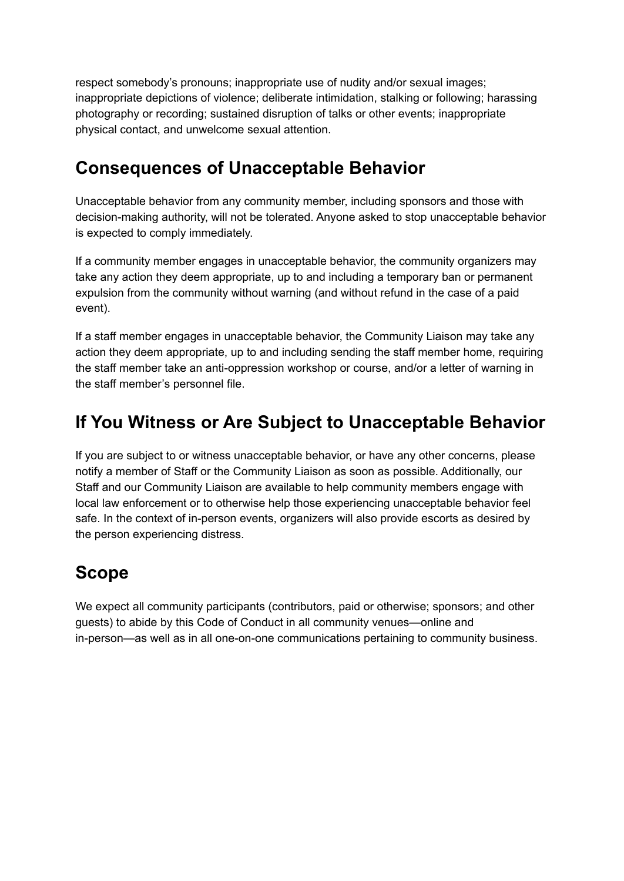respect somebody's pronouns; inappropriate use of nudity and/or sexual images; inappropriate depictions of violence; deliberate intimidation, stalking or following; harassing photography or recording; sustained disruption of talks or other events; inappropriate physical contact, and unwelcome sexual attention.

## Consequences of Unacceptable Behavior

Unacceptable behavior from any community member, including sponsors and those with decision-making authority, will not be tolerated. Anyone asked to stop unacceptable behavior is expected to comply immediately.

If a community member engages in unacceptable behavior, the community organizers may take any action they deem appropriate, up to and including a temporary ban or permanent expulsion from the community without warning (and without refund in the case of a paid event).

If a staff member engages in unacceptable behavior, the Community Liaison may take any action they deem appropriate, up to and including sending the staff member home, requiring the staff member take an anti-oppression workshop or course, and/or a letter of warning in the staff member's personnel file.

## If You Witness or Are Subject to Unacceptable Behavior

If you are subject to or witness unacceptable behavior, or have any other concerns, please notify a member of Staff or the Community Liaison as soon as possible. Additionally, our Staff and our Community Liaison are available to help community members engage with local law enforcement or to otherwise help those experiencing unacceptable behavior feel safe. In the context of in-person events, organizers will also provide escorts as desired by the person experiencing distress.

## Scope

We expect all community participants (contributors, paid or otherwise; sponsors; and other guests) to abide by this Code of Conduct in all community venues—online and in-person—as well as in all one-on-one communications pertaining to community business.